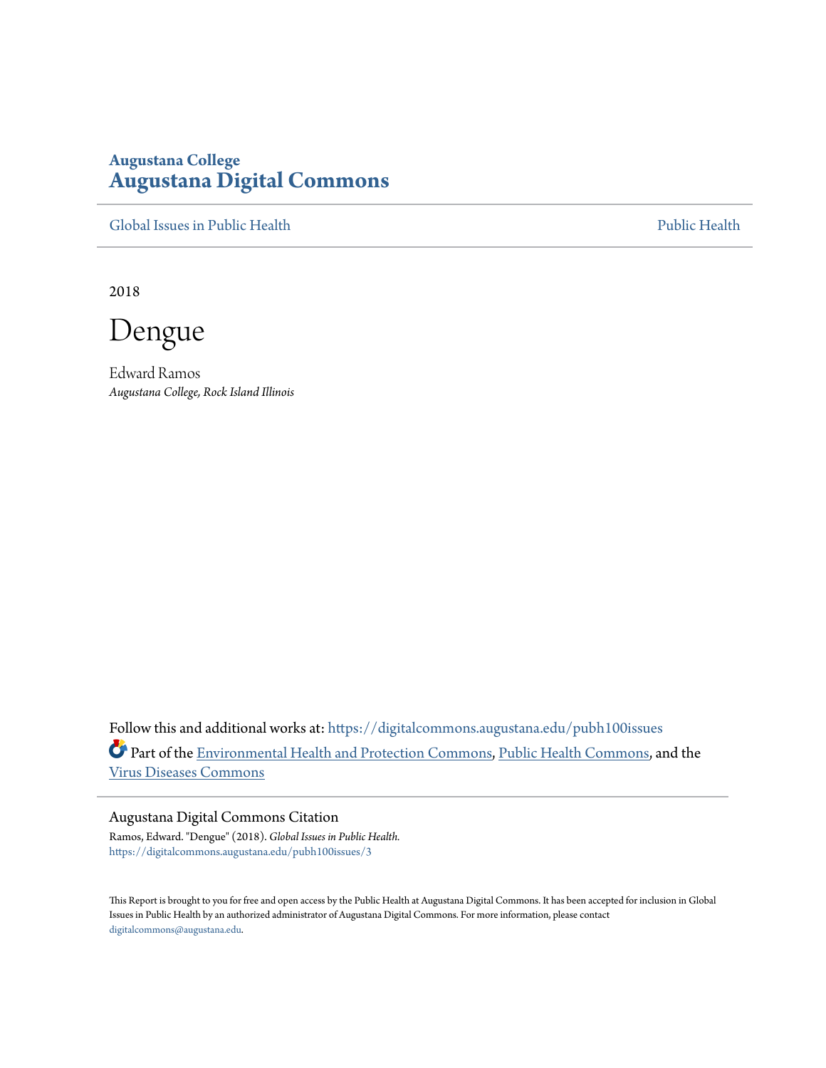Augustana College
# Augustana Digital Commons

Global Issues in Public Health | Public Health

2018

# Dengue

Edward Ramos
*Augustana College, Rock Island Illinois*

Follow this and additional works at: https://digitalcommons.augustana.edu/pubh100issues

Part of the Environmental Health and Protection Commons, Public Health Commons, and the Virus Diseases Commons

## Augustana Digital Commons Citation

Ramos, Edward. "Dengue" (2018). *Global Issues in Public Health.*
https://digitalcommons.augustana.edu/pubh100issues/3

This Report is brought to you for free and open access by the Public Health at Augustana Digital Commons. It has been accepted for inclusion in Global Issues in Public Health by an authorized administrator of Augustana Digital Commons. For more information, please contact digitalcommons@augustana.edu.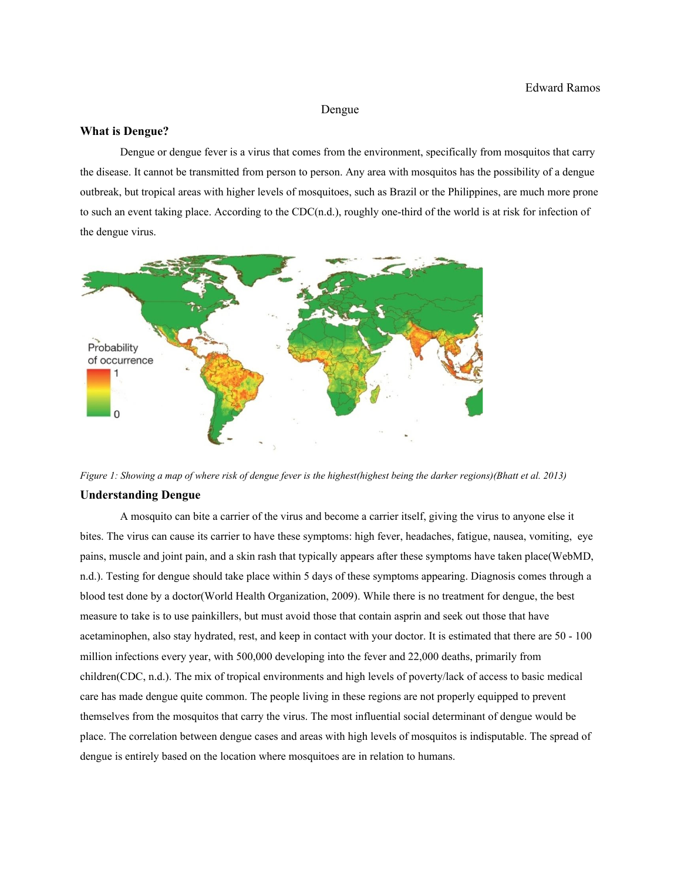Edward Ramos

Dengue

### What is Dengue?

Dengue or dengue fever is a virus that comes from the environment, specifically from mosquitos that carry the disease. It cannot be transmitted from person to person. Any area with mosquitos has the possibility of a dengue outbreak, but tropical areas with higher levels of mosquitoes, such as Brazil or the Philippines, are much more prone to such an event taking place. According to the CDC(n.d.), roughly one-third of the world is at risk for infection of the dengue virus.

*Figure 1: Showing a map of where risk of dengue fever is the highest(highest being the darker regions)(Bhatt et al. 2013)*

### Understanding Dengue

A mosquito can bite a carrier of the virus and become a carrier itself, giving the virus to anyone else it bites. The virus can cause its carrier to have these symptoms: high fever, headaches, fatigue, nausea, vomiting, eye pains, muscle and joint pain, and a skin rash that typically appears after these symptoms have taken place(WebMD, n.d.). Testing for dengue should take place within 5 days of these symptoms appearing. Diagnosis comes through a blood test done by a doctor(World Health Organization, 2009). While there is no treatment for dengue, the best measure to take is to use painkillers, but must avoid those that contain asprin and seek out those that have acetaminophen, also stay hydrated, rest, and keep in contact with your doctor. It is estimated that there are 50 - 100 million infections every year, with 500,000 developing into the fever and 22,000 deaths, primarily from children(CDC, n.d.). The mix of tropical environments and high levels of poverty/lack of access to basic medical care has made dengue quite common. The people living in these regions are not properly equipped to prevent themselves from the mosquitos that carry the virus. The most influential social determinant of dengue would be place. The correlation between dengue cases and areas with high levels of mosquitos is indisputable. The spread of dengue is entirely based on the location where mosquitoes are in relation to humans.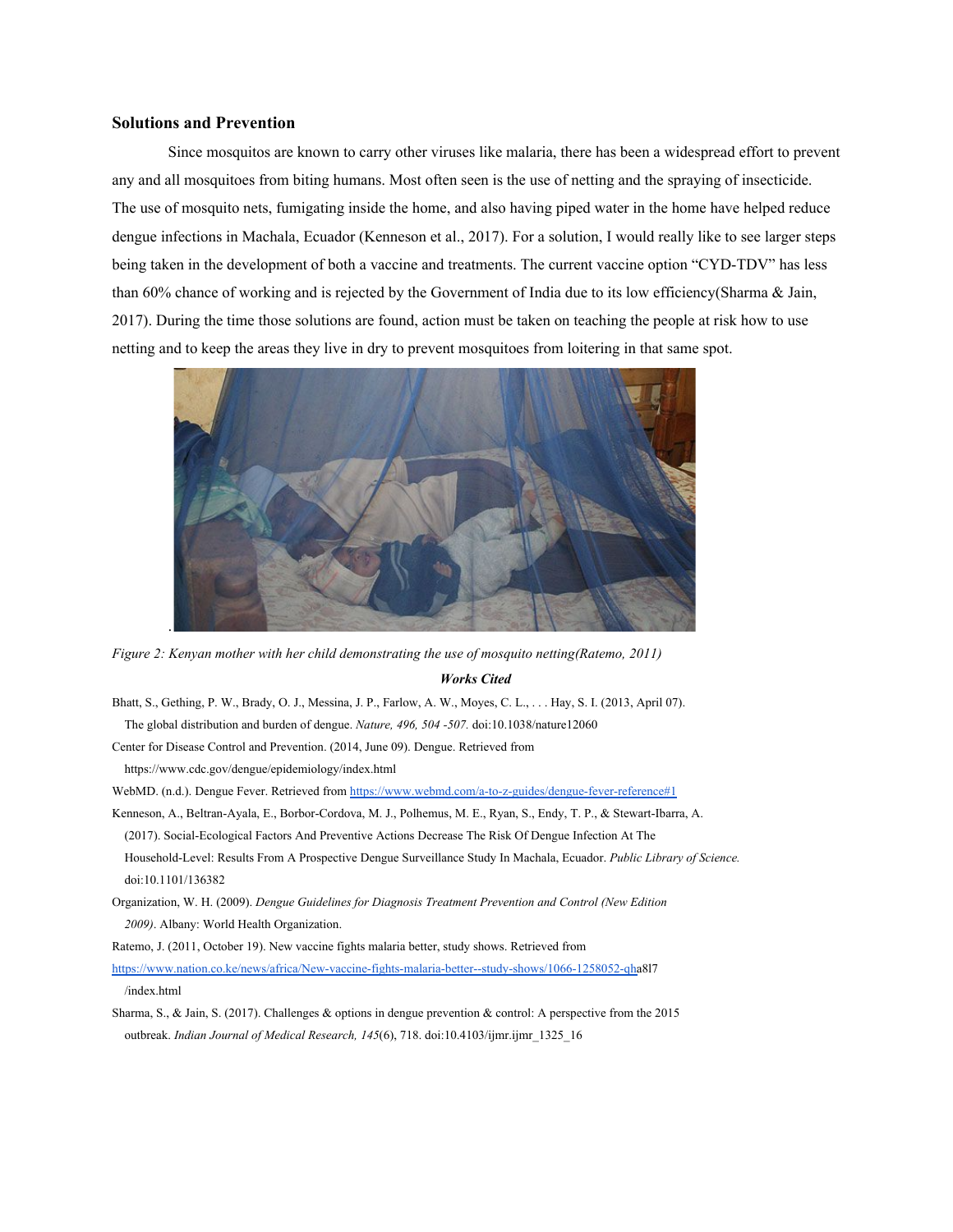## Solutions and Prevention

Since mosquitos are known to carry other viruses like malaria, there has been a widespread effort to prevent any and all mosquitoes from biting humans. Most often seen is the use of netting and the spraying of insecticide. The use of mosquito nets, fumigating inside the home, and also having piped water in the home have helped reduce dengue infections in Machala, Ecuador (Kenneson et al., 2017). For a solution, I would really like to see larger steps being taken in the development of both a vaccine and treatments. The current vaccine option "CYD-TDV" has less than 60% chance of working and is rejected by the Government of India due to its low efficiency(Sharma & Jain, 2017). During the time those solutions are found, action must be taken on teaching the people at risk how to use netting and to keep the areas they live in dry to prevent mosquitoes from loitering in that same spot.

*Figure 2: Kenyan mother with her child demonstrating the use of mosquito netting(Ratemo, 2011)*

***Works Cited***

Bhatt, S., Gething, P. W., Brady, O. J., Messina, J. P., Farlow, A. W., Moyes, C. L., . . . Hay, S. I. (2013, April 07). The global distribution and burden of dengue. *Nature, 496, 504 -507.* doi:10.1038/nature12060

Center for Disease Control and Prevention. (2014, June 09). Dengue. Retrieved from https://www.cdc.gov/dengue/epidemiology/index.html

WebMD. (n.d.). Dengue Fever. Retrieved from https://www.webmd.com/a-to-z-guides/dengue-fever-reference#1

Kenneson, A., Beltran-Ayala, E., Borbor-Cordova, M. J., Polhemus, M. E., Ryan, S., Endy, T. P., & Stewart-Ibarra, A. (2017). Social-Ecological Factors And Preventive Actions Decrease The Risk Of Dengue Infection At The Household-Level: Results From A Prospective Dengue Surveillance Study In Machala, Ecuador. *Public Library of Science.* doi:10.1101/136382

Organization, W. H. (2009). *Dengue Guidelines for Diagnosis Treatment Prevention and Control (New Edition 2009)*. Albany: World Health Organization.

Ratemo, J. (2011, October 19). New vaccine fights malaria better, study shows. Retrieved from https://www.nation.co.ke/news/africa/New-vaccine-fights-malaria-better--study-shows/1066-1258052-qha8l7/index.html

Sharma, S., & Jain, S. (2017). Challenges & options in dengue prevention & control: A perspective from the 2015 outbreak. *Indian Journal of Medical Research, 145*(6), 718. doi:10.4103/ijmr.ijmr_1325_16